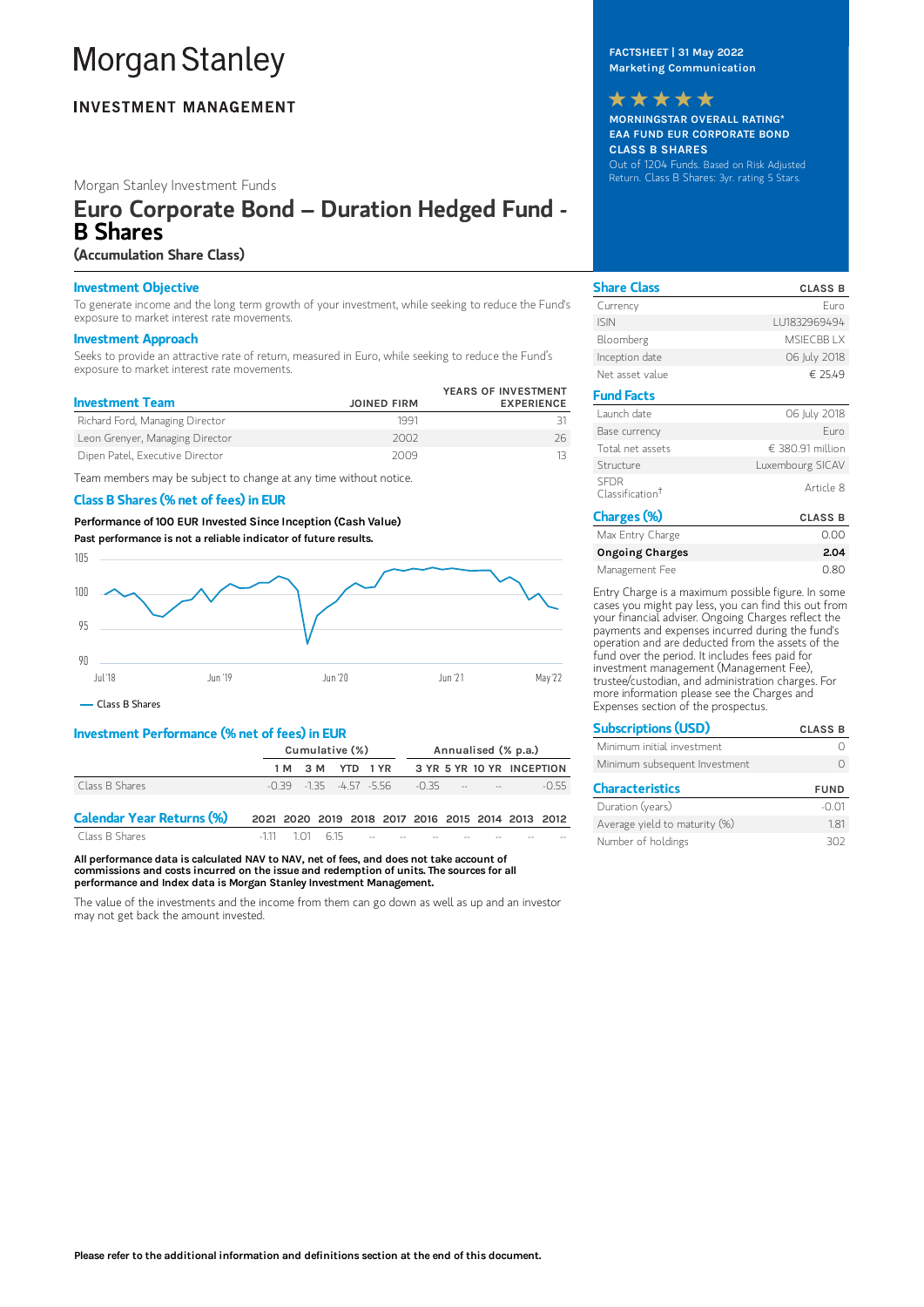# Morgan Stanley

**INVESTMENT MANAGEMENT**

Morgan Stanley Investment Funds

# Euro Corporate Bond – Duration Hedged Fund - B Shares

**(Accumulation Share Class)**

**FACTSHEET | 31 May 2022**
**Marketing Communication**

★★★★★

**MORNINGSTAR OVERALL RATING***
**EAA FUND EUR CORPORATE BOND**
**CLASS B SHARES**
Out of 1204 Funds. Based on Risk Adjusted Return. Class B Shares: 3yr. rating 5 Stars.

## Investment Objective

To generate income and the long term growth of your investment, while seeking to reduce the Fund's exposure to market interest rate movements.

## Investment Approach

Seeks to provide an attractive rate of return, measured in Euro, while seeking to reduce the Fund's exposure to market interest rate movements.

| Investment Team | JOINED FIRM | YEARS OF INVESTMENT EXPERIENCE |
|---|---|---|
| Richard Ford, Managing Director | 1991 | 31 |
| Leon Grenyer, Managing Director | 2002 | 26 |
| Dipen Patel, Executive Director | 2009 | 13 |

Team members may be subject to change at any time without notice.

## Class B Shares (% net of fees) in EUR

**Performance of 100 EUR Invested Since Inception (Cash Value)**

**Past performance is not a reliable indicator of future results.**

— Class B Shares

## Investment Performance (% net of fees) in EUR

| | Cumulative (%) | | | | Annualised (% p.a.) | | | |
|---|---|---|---|---|---|---|---|---|
| | 1 M | 3 M | YTD | 1 YR | 3 YR | 5 YR | 10 YR | INCEPTION |
| Class B Shares | -0.39 | -1.35 | -4.57 | -5.56 | -0.35 | -- | -- | -0.55 |

| Calendar Year Returns (%) | 2021 | 2020 | 2019 | 2018 | 2017 | 2016 | 2015 | 2014 | 2013 | 2012 |
|---|---|---|---|---|---|---|---|---|---|---|
| Class B Shares | -1.11 | 1.01 | 6.15 | -- | -- | -- | -- | -- | -- | -- |

**All performance data is calculated NAV to NAV, net of fees, and does not take account of commissions and costs incurred on the issue and redemption of units. The sources for all performance and Index data is Morgan Stanley Investment Management.**

The value of the investments and the income from them can go down as well as up and an investor may not get back the amount invested.

| Share Class | CLASS B |
|---|---|
| Currency | Euro |
| ISIN | LU1832969494 |
| Bloomberg | MSIECBB LX |
| Inception date | 06 July 2018 |
| Net asset value | € 25.49 |

| Fund Facts | |
|---|---|
| Launch date | 06 July 2018 |
| Base currency | Euro |
| Total net assets | € 380.91 million |
| Structure | Luxembourg SICAV |
| SFDR Classification† | Article 8 |

| Charges (%) | CLASS B |
|---|---|
| Max Entry Charge | 0.00 |
| **Ongoing Charges** | **2.04** |
| Management Fee | 0.80 |

Entry Charge is a maximum possible figure. In some cases you might pay less, you can find this out from your financial adviser. Ongoing Charges reflect the payments and expenses incurred during the fund's operation and are deducted from the assets of the fund over the period. It includes fees paid for investment management (Management Fee), trustee/custodian, and administration charges. For more information please see the Charges and Expenses section of the prospectus.

| Subscriptions (USD) | CLASS B |
|---|---|
| Minimum initial investment | 0 |
| Minimum subsequent Investment | 0 |

| Characteristics | FUND |
|---|---|
| Duration (years) | -0.01 |
| Average yield to maturity (%) | 1.81 |
| Number of holdings | 302 |

**Please refer to the additional information and definitions section at the end of this document.**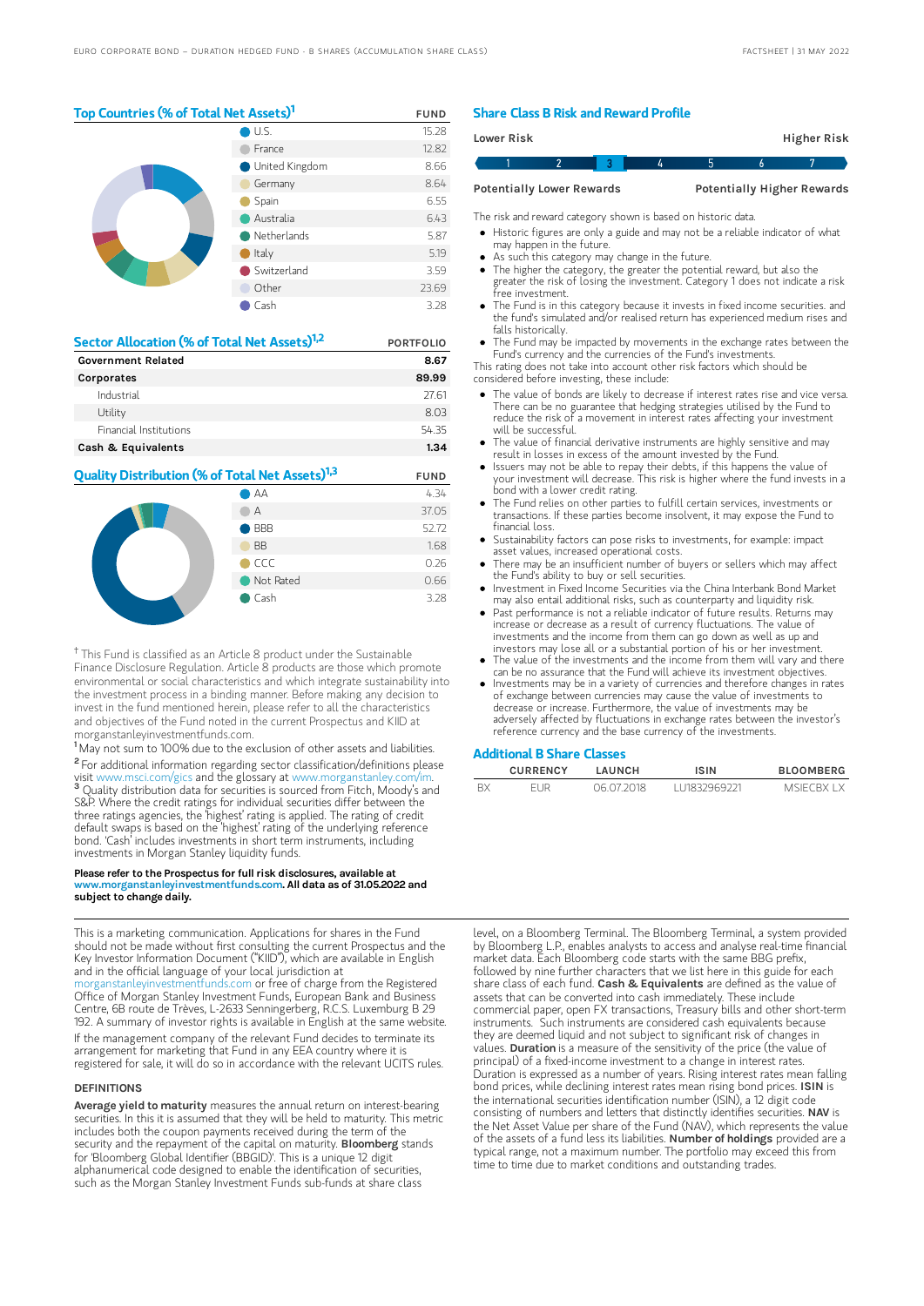## Top Countries (% of Total Net Assets)[1]

| | FUND |
|---|---|
| U.S. | 15.28 |
| France | 12.82 |
| United Kingdom | 8.66 |
| Germany | 8.64 |
| Spain | 6.55 |
| Australia | 6.43 |
| Netherlands | 5.87 |
| Italy | 5.19 |
| Switzerland | 3.59 |
| Other | 23.69 |
| Cash | 3.28 |

## Sector Allocation (% of Total Net Assets)[1,2]

| | PORTFOLIO |
|---|---|
| **Government Related** | **8.67** |
| **Corporates** | **89.99** |
| Industrial | 27.61 |
| Utility | 8.03 |
| Financial Institutions | 54.35 |
| **Cash & Equivalents** | **1.34** |

## Quality Distribution (% of Total Net Assets)[1,3]

| | FUND |
|---|---|
| AA | 4.34 |
| A | 37.05 |
| BBB | 52.72 |
| BB | 1.68 |
| CCC | 0.26 |
| Not Rated | 0.66 |
| Cash | 3.28 |

† This Fund is classified as an Article 8 product under the Sustainable Finance Disclosure Regulation. Article 8 products are those which promote environmental or social characteristics and which integrate sustainability into the investment process in a binding manner. Before making any decision to invest in the fund mentioned herein, please refer to all the characteristics and objectives of the Fund noted in the current Prospectus and KIID at morganstanleyinvestmentfunds.com.

[1] May not sum to 100% due to the exclusion of other assets and liabilities.

[2] For additional information regarding sector classification/definitions please visit www.msci.com/gics and the glossary at www.morganstanley.com/im.

[3] Quality distribution data for securities is sourced from Fitch, Moody's and S&P. Where the credit ratings for individual securities differ between the three ratings agencies, the 'highest' rating is applied. The rating of credit default swaps is based on the 'highest' rating of the underlying reference bond. 'Cash' includes investments in short term instruments, including investments in Morgan Stanley liquidity funds.

**Please refer to the Prospectus for full risk disclosures, available at www.morganstanleyinvestmentfunds.com. All data as of 31.05.2022 and subject to change daily.**

## Share Class B Risk and Reward Profile

| Lower Risk | | | | | | Higher Risk |
|---|---|---|---|---|---|---|
| 1 | 2 | **3** | 4 | 5 | 6 | 7 |
| Potentially Lower Rewards | | | | | | Potentially Higher Rewards |

The risk and reward category shown is based on historic data.

- Historic figures are only a guide and may not be a reliable indicator of what may happen in the future.
- As such this category may change in the future.
- The higher the category, the greater the potential reward, but also the greater the risk of losing the investment. Category 1 does not indicate a risk free investment.
- The Fund is in this category because it invests in fixed income securities. and the fund's simulated and/or realised return has experienced medium rises and falls historically.
- The Fund may be impacted by movements in the exchange rates between the Fund's currency and the currencies of the Fund's investments.

This rating does not take into account other risk factors which should be considered before investing, these include:

- The value of bonds are likely to decrease if interest rates rise and vice versa. There can be no guarantee that hedging strategies utilised by the Fund to reduce the risk of a movement in interest rates affecting your investment will be successful.
- The value of financial derivative instruments are highly sensitive and may result in losses in excess of the amount invested by the Fund.
- Issuers may not be able to repay their debts, if this happens the value of your investment will decrease. This risk is higher where the fund invests in a bond with a lower credit rating.
- The Fund relies on other parties to fulfill certain services, investments or transactions. If these parties become insolvent, it may expose the Fund to financial loss.
- Sustainability factors can pose risks to investments, for example: impact asset values, increased operational costs.
- There may be an insufficient number of buyers or sellers which may affect the Fund's ability to buy or sell securities.
- Investment in Fixed Income Securities via the China Interbank Bond Market may also entail additional risks, such as counterparty and liquidity risk.
- Past performance is not a reliable indicator of future results. Returns may increase or decrease as a result of currency fluctuations. The value of investments and the income from them can go down as well as up and investors may lose all or a substantial portion of his or her investment.
- The value of the investments and the income from them will vary and there can be no assurance that the Fund will achieve its investment objectives.
- Investments may be in a variety of currencies and therefore changes in rates of exchange between currencies may cause the value of investments to decrease or increase. Furthermore, the value of investments may be adversely affected by fluctuations in exchange rates between the investor's reference currency and the base currency of the investments.

## Additional B Share Classes

| | CURRENCY | LAUNCH | ISIN | BLOOMBERG |
|---|---|---|---|---|
| BX | EUR | 06.07.2018 | LU1832969221 | MSIECBX LX |

This is a marketing communication. Applications for shares in the Fund should not be made without first consulting the current Prospectus and the Key Investor Information Document ("KIID"), which are available in English and in the official language of your local jurisdiction at morganstanleyinvestmentfunds.com or free of charge from the Registered Office of Morgan Stanley Investment Funds, European Bank and Business Centre, 6B route de Trèves, L-2633 Senningerberg, R.C.S. Luxemburg B 29 192. A summary of investor rights is available in English at the same website.

If the management company of the relevant Fund decides to terminate its arrangement for marketing that Fund in any EEA country where it is registered for sale, it will do so in accordance with the relevant UCITS rules.

### DEFINITIONS

**Average yield to maturity** measures the annual return on interest-bearing securities. In this it is assumed that they will be held to maturity. This metric includes both the coupon payments received during the term of the security and the repayment of the capital on maturity. **Bloomberg** stands for 'Bloomberg Global Identifier (BBGID)'. This is a unique 12 digit alphanumerical code designed to enable the identification of securities, such as the Morgan Stanley Investment Funds sub-funds at share class level, on a Bloomberg Terminal. The Bloomberg Terminal, a system provided by Bloomberg L.P., enables analysts to access and analyse real-time financial market data. Each Bloomberg code starts with the same BBG prefix, followed by nine further characters that we list here in this guide for each share class of each fund. **Cash & Equivalents** are defined as the value of assets that can be converted into cash immediately. These include commercial paper, open FX transactions, Treasury bills and other short-term instruments. Such instruments are considered cash equivalents because they are deemed liquid and not subject to significant risk of changes in values. **Duration** is a measure of the sensitivity of the price (the value of principal) of a fixed-income investment to a change in interest rates. Duration is expressed as a number of years. Rising interest rates mean falling bond prices, while declining interest rates mean rising bond prices. **ISIN** is the international securities identification number (ISIN), a 12 digit code consisting of numbers and letters that distinctly identifies securities. **NAV** is the Net Asset Value per share of the Fund (NAV), which represents the value of the assets of a fund less its liabilities. **Number of holdings** provided are a typical range, not a maximum number. The portfolio may exceed this from time to time due to market conditions and outstanding trades.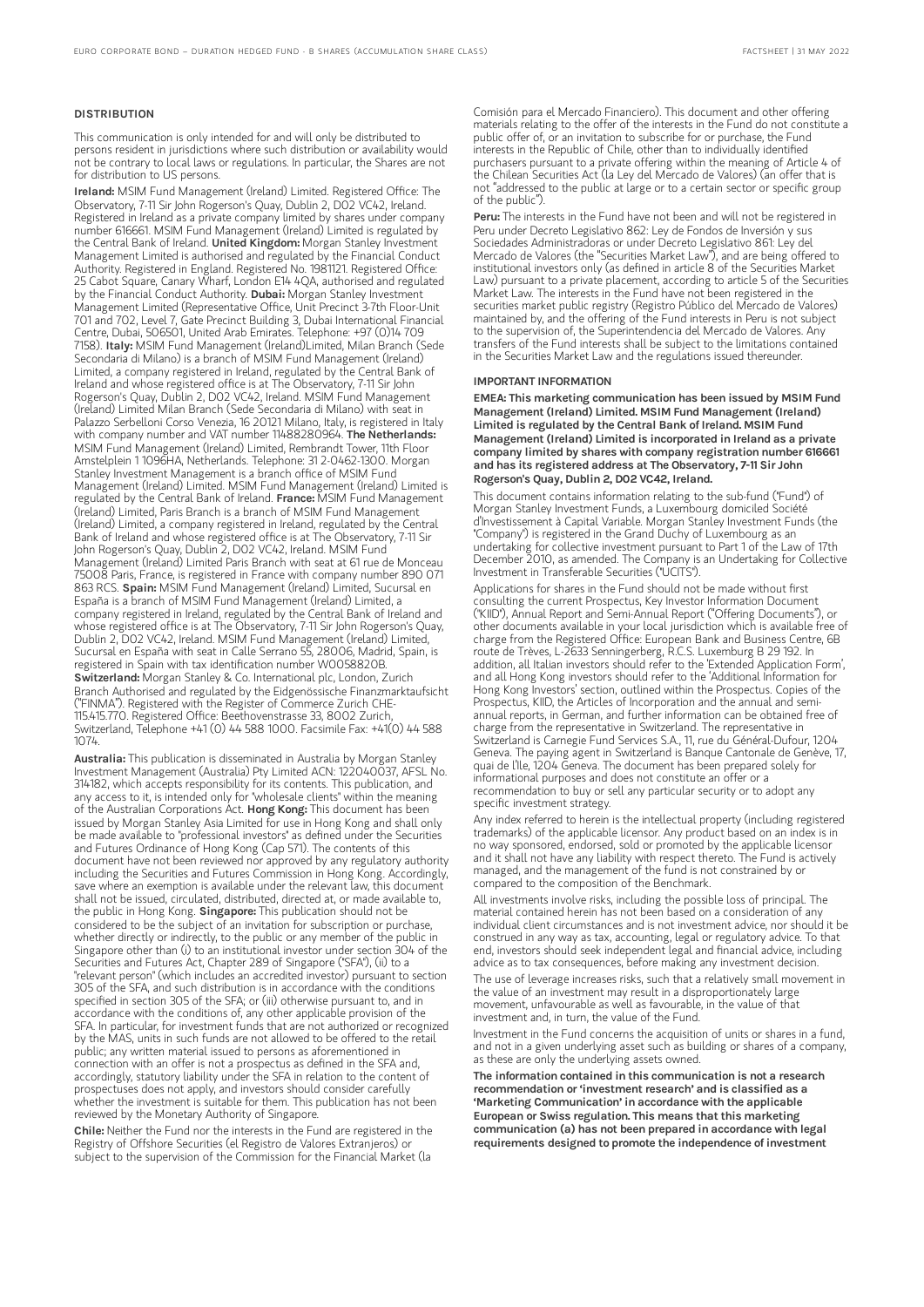## DISTRIBUTION

This communication is only intended for and will only be distributed to persons resident in jurisdictions where such distribution or availability would not be contrary to local laws or regulations. In particular, the Shares are not for distribution to US persons.

**Ireland:** MSIM Fund Management (Ireland) Limited. Registered Office: The Observatory, 7-11 Sir John Rogerson's Quay, Dublin 2, D02 VC42, Ireland. Registered in Ireland as a private company limited by shares under company number 616661. MSIM Fund Management (Ireland) Limited is regulated by the Central Bank of Ireland. **United Kingdom:** Morgan Stanley Investment Management Limited is authorised and regulated by the Financial Conduct Authority. Registered in England. Registered No. 1981121. Registered Office: 25 Cabot Square, Canary Wharf, London E14 4QA, authorised and regulated by the Financial Conduct Authority. **Dubai:** Morgan Stanley Investment Management Limited (Representative Office, Unit Precinct 3-7th Floor-Unit 701 and 702, Level 7, Gate Precinct Building 3, Dubai International Financial Centre, Dubai, 506501, United Arab Emirates. Telephone: +97 (0)14 709 7158). **Italy:** MSIM Fund Management (Ireland)Limited, Milan Branch (Sede Secondaria di Milano) is a branch of MSIM Fund Management (Ireland) Limited, a company registered in Ireland, regulated by the Central Bank of Ireland and whose registered office is at The Observatory, 7-11 Sir John Rogerson's Quay, Dublin 2, D02 VC42, Ireland. MSIM Fund Management (Ireland) Limited Milan Branch (Sede Secondaria di Milano) with seat in Palazzo Serbelloni Corso Venezia, 16 20121 Milano, Italy, is registered in Italy with company number and VAT number 11488280964. **The Netherlands:** MSIM Fund Management (Ireland) Limited, Rembrandt Tower, 11th Floor Amstelplein 1 1096HA, Netherlands. Telephone: 31 2-0462-1300. Morgan Stanley Investment Management is a branch office of MSIM Fund Management (Ireland) Limited. MSIM Fund Management (Ireland) Limited is regulated by the Central Bank of Ireland. **France:** MSIM Fund Management (Ireland) Limited, Paris Branch is a branch of MSIM Fund Management (Ireland) Limited, a company registered in Ireland, regulated by the Central Bank of Ireland and whose registered office is at The Observatory, 7-11 Sir John Rogerson's Quay, Dublin 2, D02 VC42, Ireland. MSIM Fund Management (Ireland) Limited Paris Branch with seat at 61 rue de Monceau 75008 Paris, France, is registered in France with company number 890 071 863 RCS. **Spain:** MSIM Fund Management (Ireland) Limited, Sucursal en España is a branch of MSIM Fund Management (Ireland) Limited, a company registered in Ireland, regulated by the Central Bank of Ireland and whose registered office is at The Observatory, 7-11 Sir John Rogerson's Quay, Dublin 2, D02 VC42, Ireland. MSIM Fund Management (Ireland) Limited, Sucursal en España with seat in Calle Serrano 55, 28006, Madrid, Spain, is registered in Spain with tax identification number W0058820B. **Switzerland:** Morgan Stanley & Co. International plc, London, Zurich Branch Authorised and regulated by the Eidgenössische Finanzmarktaufsicht ("FINMA"). Registered with the Register of Commerce Zurich CHE-115.415.770. Registered Office: Beethovenstrasse 33, 8002 Zurich, Switzerland, Telephone +41 (0) 44 588 1000. Facsimile Fax: +41(0) 44 588 1074.

**Australia:** This publication is disseminated in Australia by Morgan Stanley Investment Management (Australia) Pty Limited ACN: 122040037, AFSL No. 314182, which accepts responsibility for its contents. This publication, and any access to it, is intended only for "wholesale clients" within the meaning of the Australian Corporations Act. **Hong Kong:** This document has been issued by Morgan Stanley Asia Limited for use in Hong Kong and shall only be made available to "professional investors" as defined under the Securities and Futures Ordinance of Hong Kong (Cap 571). The contents of this document have not been reviewed nor approved by any regulatory authority including the Securities and Futures Commission in Hong Kong. Accordingly, save where an exemption is available under the relevant law, this document shall not be issued, circulated, distributed, directed at, or made available to, the public in Hong Kong. **Singapore:** This publication should not be considered to be the subject of an invitation for subscription or purchase, whether directly or indirectly, to the public or any member of the public in Singapore other than (i) to an institutional investor under section 304 of the Securities and Futures Act, Chapter 289 of Singapore ("SFA"), (ii) to a "relevant person" (which includes an accredited investor) pursuant to section 305 of the SFA, and such distribution is in accordance with the conditions specified in section 305 of the SFA; or (iii) otherwise pursuant to, and in accordance with the conditions of, any other applicable provision of the SFA. In particular, for investment funds that are not authorized or recognized by the MAS, units in such funds are not allowed to be offered to the retail public; any written material issued to persons as aforementioned in connection with an offer is not a prospectus as defined in the SFA and, accordingly, statutory liability under the SFA in relation to the content of prospectuses does not apply, and investors should consider carefully whether the investment is suitable for them. This publication has not been reviewed by the Monetary Authority of Singapore.

**Chile:** Neither the Fund nor the interests in the Fund are registered in the Registry of Offshore Securities (el Registro de Valores Extranjeros) or subject to the supervision of the Commission for the Financial Market (la Comisión para el Mercado Financiero). This document and other offering materials relating to the offer of the interests in the Fund do not constitute a public offer of, or an invitation to subscribe for or purchase, the Fund interests in the Republic of Chile, other than to individually identified purchasers pursuant to a private offering within the meaning of Article 4 of the Chilean Securities Act (la Ley del Mercado de Valores) (an offer that is not "addressed to the public at large or to a certain sector or specific group of the public").

**Peru:** The interests in the Fund have not been and will not be registered in Peru under Decreto Legislativo 862: Ley de Fondos de Inversión y sus Sociedades Administradoras or under Decreto Legislativo 861: Ley del Mercado de Valores (the "Securities Market Law"), and are being offered to institutional investors only (as defined in article 8 of the Securities Market Law) pursuant to a private placement, according to article 5 of the Securities Market Law. The interests in the Fund have not been registered in the securities market public registry (Registro Público del Mercado de Valores) maintained by, and the offering of the Fund interests in Peru is not subject to the supervision of, the Superintendencia del Mercado de Valores. Any transfers of the Fund interests shall be subject to the limitations contained in the Securities Market Law and the regulations issued thereunder.

## IMPORTANT INFORMATION

**EMEA: This marketing communication has been issued by MSIM Fund Management (Ireland) Limited. MSIM Fund Management (Ireland) Limited is regulated by the Central Bank of Ireland. MSIM Fund Management (Ireland) Limited is incorporated in Ireland as a private company limited by shares with company registration number 616661 and has its registered address at The Observatory, 7-11 Sir John Rogerson's Quay, Dublin 2, D02 VC42, Ireland.**

This document contains information relating to the sub-fund ("Fund") of Morgan Stanley Investment Funds, a Luxembourg domiciled Société d'Investissement à Capital Variable. Morgan Stanley Investment Funds (the "Company") is registered in the Grand Duchy of Luxembourg as an undertaking for collective investment pursuant to Part 1 of the Law of 17th December 2010, as amended. The Company is an Undertaking for Collective Investment in Transferable Securities ("UCITS").

Applications for shares in the Fund should not be made without first consulting the current Prospectus, Key Investor Information Document ("KIID"), Annual Report and Semi-Annual Report ("Offering Documents"), or other documents available in your local jurisdiction which is available free of charge from the Registered Office: European Bank and Business Centre, 6B route de Trèves, L-2633 Senningerberg, R.C.S. Luxemburg B 29 192. In addition, all Italian investors should refer to the 'Extended Application Form', and all Hong Kong investors should refer to the 'Additional Information for Hong Kong Investors' section, outlined within the Prospectus. Copies of the Prospectus, KIID, the Articles of Incorporation and the annual and semi-annual reports, in German, and further information can be obtained free of charge from the representative in Switzerland. The representative in Switzerland is Carnegie Fund Services S.A., 11, rue du Général-Dufour, 1204 Geneva. The paying agent in Switzerland is Banque Cantonale de Genève, 17, quai de l'Ile, 1204 Geneva. The document has been prepared solely for informational purposes and does not constitute an offer or a recommendation to buy or sell any particular security or to adopt any specific investment strategy.

Any index referred to herein is the intellectual property (including registered trademarks) of the applicable licensor. Any product based on an index is in no way sponsored, endorsed, sold or promoted by the applicable licensor and it shall not have any liability with respect thereto. The Fund is actively managed, and the management of the fund is not constrained by or compared to the composition of the Benchmark.

All investments involve risks, including the possible loss of principal. The material contained herein has not been based on a consideration of any individual client circumstances and is not investment advice, nor should it be construed in any way as tax, accounting, legal or regulatory advice. To that end, investors should seek independent legal and financial advice, including advice as to tax consequences, before making any investment decision.

The use of leverage increases risks, such that a relatively small movement in the value of an investment may result in a disproportionately large movement, unfavourable as well as favourable, in the value of that investment and, in turn, the value of the Fund.

Investment in the Fund concerns the acquisition of units or shares in a fund, and not in a given underlying asset such as building or shares of a company, as these are only the underlying assets owned.

**The information contained in this communication is not a research recommendation or 'investment research' and is classified as a 'Marketing Communication' in accordance with the applicable European or Swiss regulation. This means that this marketing communication (a) has not been prepared in accordance with legal requirements designed to promote the independence of investment**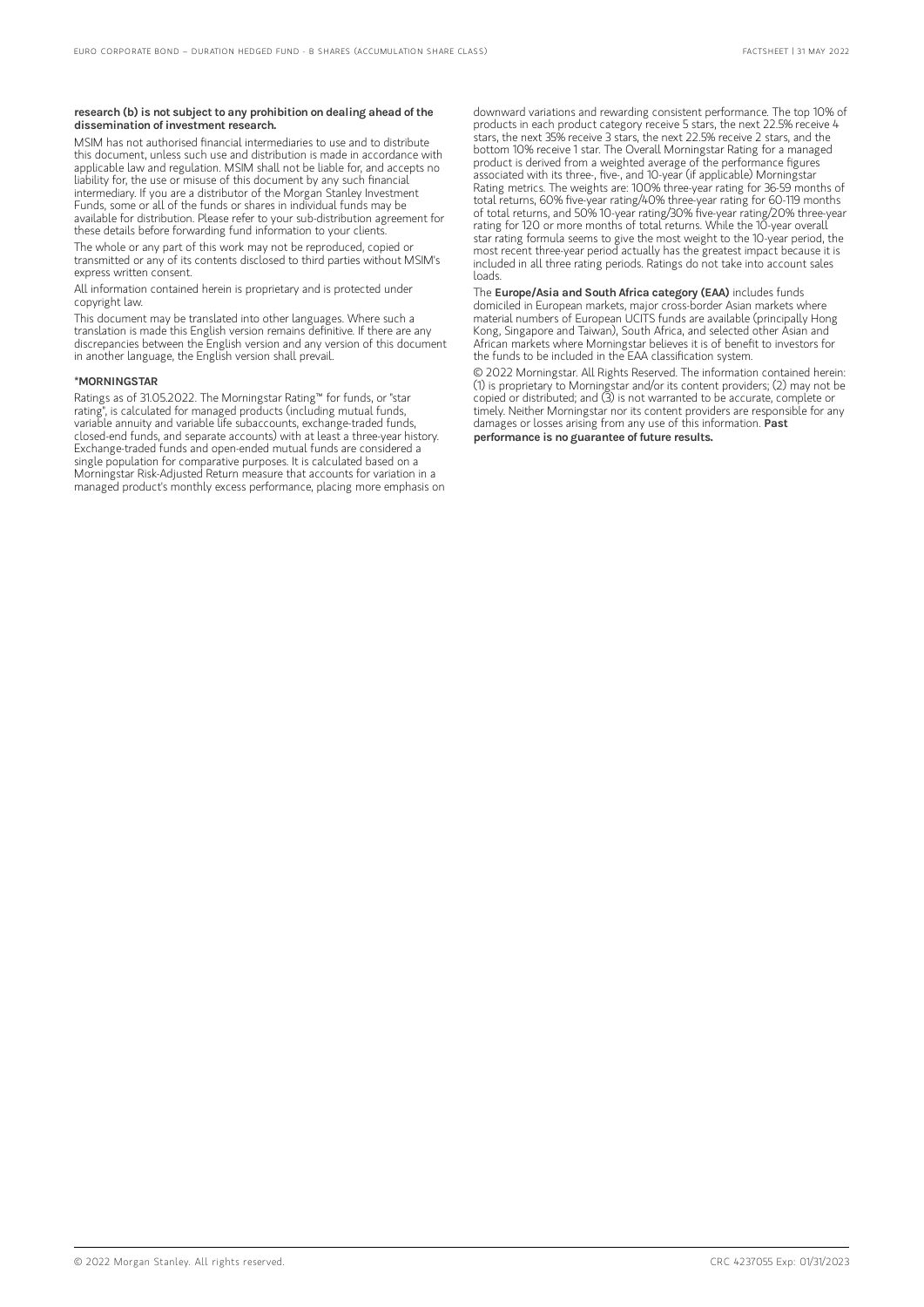**research (b) is not subject to any prohibition on dealing ahead of the dissemination of investment research.**

MSIM has not authorised financial intermediaries to use and to distribute this document, unless such use and distribution is made in accordance with applicable law and regulation. MSIM shall not be liable for, and accepts no liability for, the use or misuse of this document by any such financial intermediary. If you are a distributor of the Morgan Stanley Investment Funds, some or all of the funds or shares in individual funds may be available for distribution. Please refer to your sub-distribution agreement for these details before forwarding fund information to your clients.

The whole or any part of this work may not be reproduced, copied or transmitted or any of its contents disclosed to third parties without MSIM's express written consent.

All information contained herein is proprietary and is protected under copyright law.

This document may be translated into other languages. Where such a translation is made this English version remains definitive. If there are any discrepancies between the English version and any version of this document in another language, the English version shall prevail.

**\*MORNINGSTAR**

Ratings as of 31.05.2022. The Morningstar Rating™ for funds, or "star rating", is calculated for managed products (including mutual funds, variable annuity and variable life subaccounts, exchange-traded funds, closed-end funds, and separate accounts) with at least a three-year history. Exchange-traded funds and open-ended mutual funds are considered a single population for comparative purposes. It is calculated based on a Morningstar Risk-Adjusted Return measure that accounts for variation in a managed product's monthly excess performance, placing more emphasis on downward variations and rewarding consistent performance. The top 10% of products in each product category receive 5 stars, the next 22.5% receive 4 stars, the next 35% receive 3 stars, the next 22.5% receive 2 stars, and the bottom 10% receive 1 star. The Overall Morningstar Rating for a managed product is derived from a weighted average of the performance figures associated with its three-, five-, and 10-year (if applicable) Morningstar Rating metrics. The weights are: 100% three-year rating for 36-59 months of total returns, 60% five-year rating/40% three-year rating for 60-119 months of total returns, and 50% 10-year rating/30% five-year rating/20% three-year rating for 120 or more months of total returns. While the 10-year overall star rating formula seems to give the most weight to the 10-year period, the most recent three-year period actually has the greatest impact because it is included in all three rating periods. Ratings do not take into account sales loads.

The **Europe/Asia and South Africa category (EAA)** includes funds domiciled in European markets, major cross-border Asian markets where material numbers of European UCITS funds are available (principally Hong Kong, Singapore and Taiwan), South Africa, and selected other Asian and African markets where Morningstar believes it is of benefit to investors for the funds to be included in the EAA classification system.

© 2022 Morningstar. All Rights Reserved. The information contained herein: (1) is proprietary to Morningstar and/or its content providers; (2) may not be copied or distributed; and (3) is not warranted to be accurate, complete or timely. Neither Morningstar nor its content providers are responsible for any damages or losses arising from any use of this information. **Past performance is no guarantee of future results.**

© 2022 Morgan Stanley. All rights reserved.

CRC 4237055 Exp: 01/31/2023